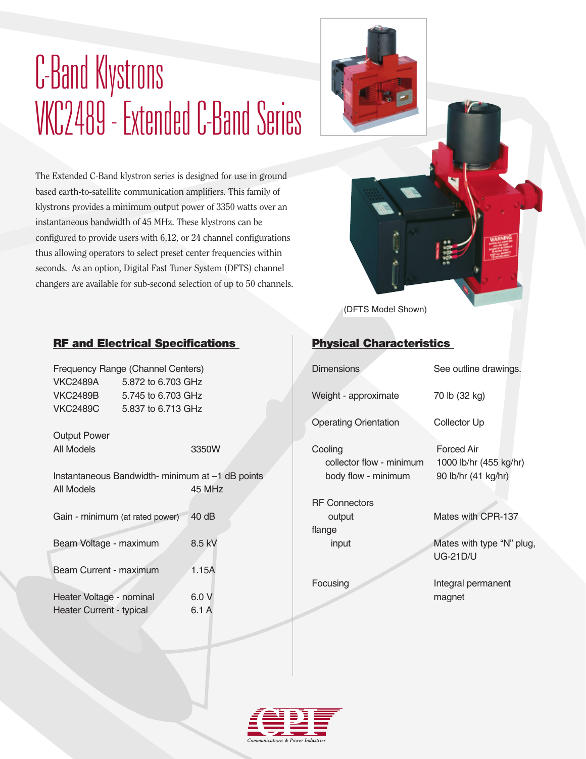# C-Band Klystrons
# VKC2489 - Extended C-Band Series

The Extended C-Band klystron series is designed for use in ground based earth-to-satellite communication amplifiers. This family of klystrons provides a minimum output power of 3350 watts over an instantaneous bandwidth of 45 MHz. These klystrons can be configured to provide users with 6,12, or 24 channel configurations thus allowing operators to select preset center frequencies within seconds. As an option, Digital Fast Tuner System (DFTS) channel changers are available for sub-second selection of up to 50 channels.

(DFTS Model Shown)

## RF and Electrical Specifications

Frequency Range (Channel Centers)

| | |
|---|---|
| VKC2489A | 5.872 to 6.703 GHz |
| VKC2489B | 5.745 to 6.703 GHz |
| VKC2489C | 5.837 to 6.713 GHz |

Output Power

| | |
|---|---|
| All Models | 3350W |

Instantaneous Bandwidth- minimum at –1 dB points

| | |
|---|---|
| All Models | 45 MHz |
| Gain - minimum (at rated power) | 40 dB |
| Beam Voltage - maximum | 8.5 kV |
| Beam Current - maximum | 1.15A |
| Heater Voltage - nominal | 6.0 V |
| Heater Current - typical | 6.1 A |

## Physical Characteristics

| | |
|---|---|
| Dimensions | See outline drawings. |
| Weight - approximate | 70 lb (32 kg) |
| Operating Orientation | Collector Up |
| Cooling | Forced Air |
| collector flow - minimum | 1000 lb/hr (455 kg/hr) |
| body flow - minimum | 90 lb/hr (41 kg/hr) |
| RF Connectors | |
| output flange | Mates with CPR-137 |
| input | Mates with type "N" plug, UG-21D/U |
| Focusing | Integral permanent magnet |

CPI
Communications & Power Industries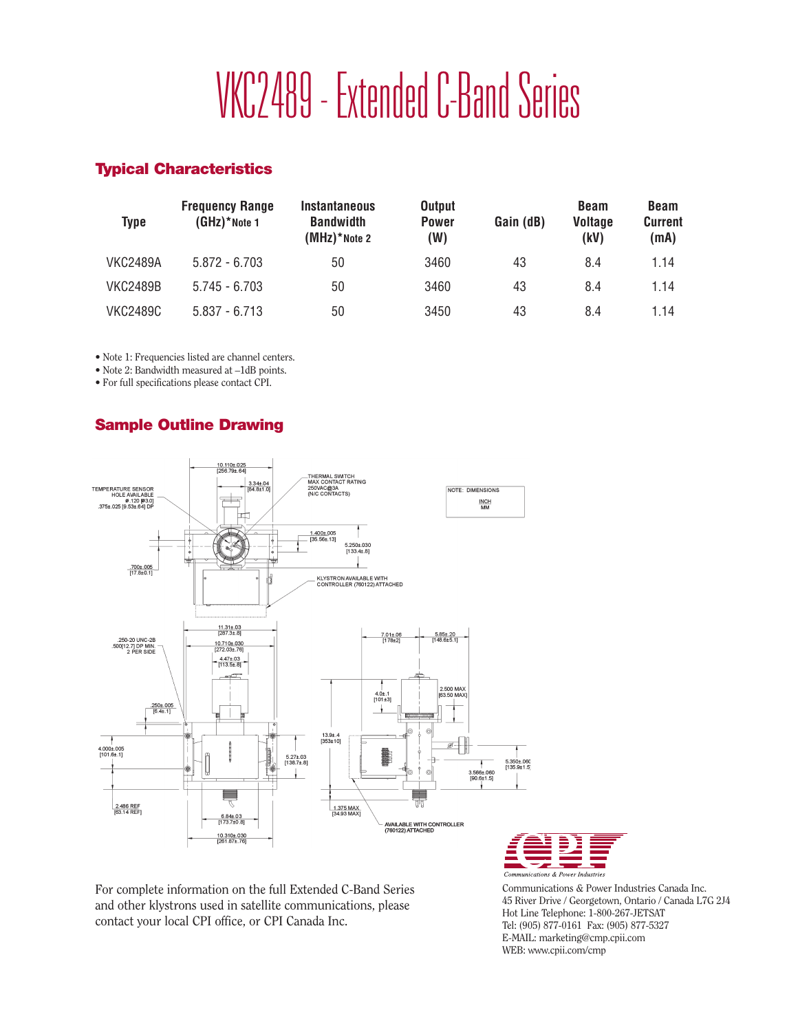# VKC2489 - Extended C-Band Series

## Typical Characteristics

| Type | Frequency Range (GHz)*Note 1 | Instantaneous Bandwidth (MHz)*Note 2 | Output Power (W) | Gain (dB) | Beam Voltage (kV) | Beam Current (mA) |
|---|---|---|---|---|---|---|
| VKC2489A | 5.872 - 6.703 | 50 | 3460 | 43 | 8.4 | 1.14 |
| VKC2489B | 5.745 - 6.703 | 50 | 3460 | 43 | 8.4 | 1.14 |
| VKC2489C | 5.837 - 6.713 | 50 | 3450 | 43 | 8.4 | 1.14 |

- Note 1: Frequencies listed are channel centers.
- Note 2: Bandwidth measured at –1dB points.
- For full specifications please contact CPI.

## Sample Outline Drawing

10.110±.025
[256.79±.64]
3.34±.04
[84.8±1.0]
THERMAL SWITCH
MAX CONTACT RATING
250VAC@3A
(N/C CONTACTS)
TEMPERATURE SENSOR
HOLE AVAILABLE
ø .120 [ø3.0]
.375±.025 [9.53±.64] DP
NOTE: DIMENSIONS
INCH
MM
1.400±.005
[35.56±.13]
5.250±.030
[133.4±.8]
.700±.005
[17.8±0.1]
KLYSTRON AVAILABLE WITH
CONTROLLER (760122) ATTACHED
11.31±.03
[287.3±.8]
.250-20 UNC-2B
.500[12.7] DP MIN.
2 PER SIDE
10.710±.030
[272.03±.76]
4.47±.03
[113.5±.8]
7.01±.06
[178±2]
5.85±.20
[148.6±5.1]
4.0±.1
[101±3]
2.500 MAX
[63.50 MAX]
.250±.005
[6.4±.1]
13.9±.4
[353±10]
4.000±.005
[101.6±.1]
5.27±.03
[133.7±.8]
5.350±.060
[135.9±1.5]
3.566±.060
[90.6±1.5]
2.486 REF
[63.14 REF]
1.375 MAX
[34.93 MAX]
6.84±.03
[173.7±0.8]
AVAILABLE WITH CONTROLLER
(760122) ATTACHED
10.310±.030
[261.87±.76]

For complete information on the full Extended C-Band Series and other klystrons used in satellite communications, please contact your local CPI office, or CPI Canada Inc.

CPI
*Communications & Power Industries*

Communications & Power Industries Canada Inc.
45 River Drive / Georgetown, Ontario / Canada L7G 2J4
Hot Line Telephone: 1-800-267-JETSAT
Tel: (905) 877-0161 Fax: (905) 877-5327
E-MAIL: marketing@cmp.cpii.com
WEB: www.cpii.com/cmp